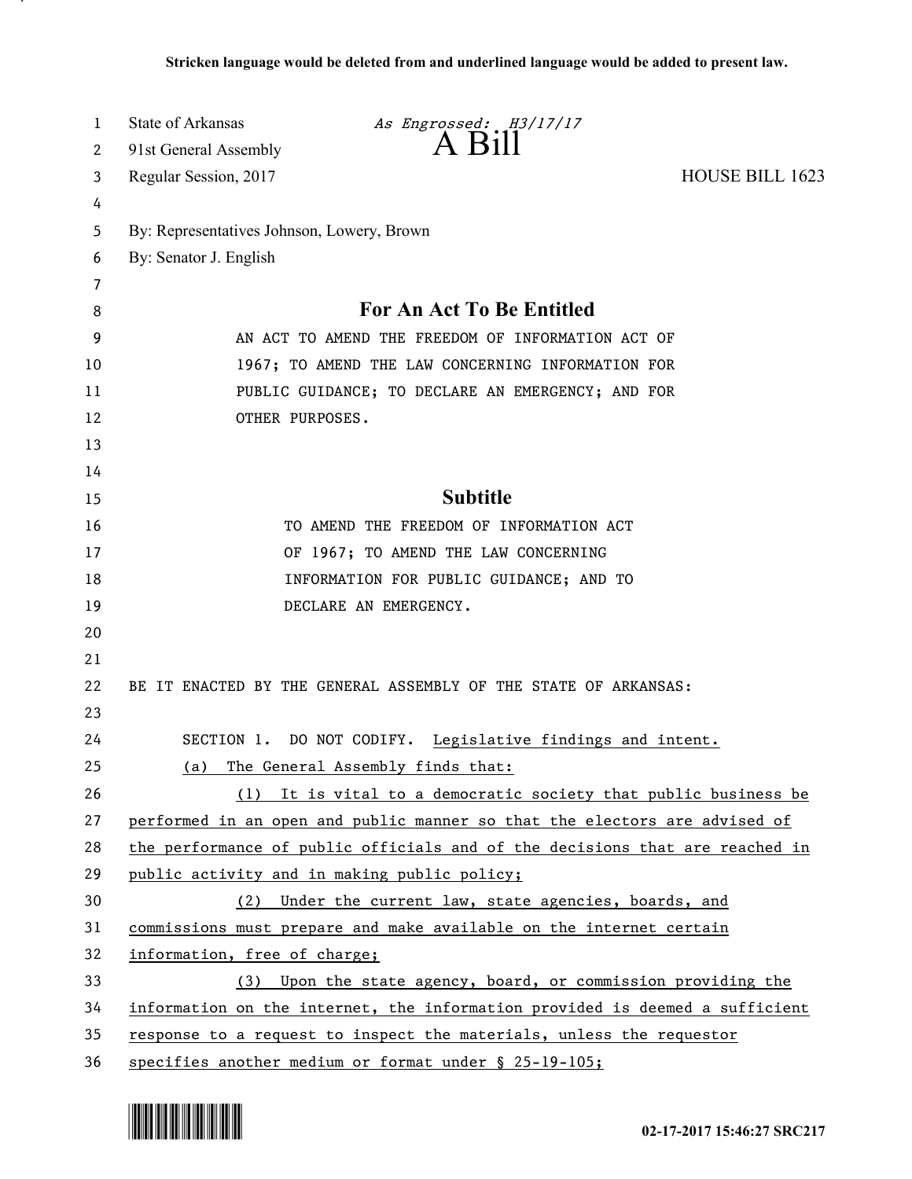**Stricken language would be deleted from and underlined language would be added to present law.**

State of Arkansas
91st General Assembly
Regular Session, 2017

*As Engrossed: H3/17/17*

# A Bill

HOUSE BILL 1623

By: Representatives Johnson, Lowery, Brown
By: Senator J. English

## For An Act To Be Entitled

AN ACT TO AMEND THE FREEDOM OF INFORMATION ACT OF 1967; TO AMEND THE LAW CONCERNING INFORMATION FOR PUBLIC GUIDANCE; TO DECLARE AN EMERGENCY; AND FOR OTHER PURPOSES.

## Subtitle

TO AMEND THE FREEDOM OF INFORMATION ACT OF 1967; TO AMEND THE LAW CONCERNING INFORMATION FOR PUBLIC GUIDANCE; AND TO DECLARE AN EMERGENCY.

BE IT ENACTED BY THE GENERAL ASSEMBLY OF THE STATE OF ARKANSAS:

SECTION 1. DO NOT CODIFY. <u>Legislative findings and intent.</u>

<u>(a) The General Assembly finds that:</u>

<u>(1) It is vital to a democratic society that public business be performed in an open and public manner so that the electors are advised of the performance of public officials and of the decisions that are reached in public activity and in making public policy;</u>

<u>(2) Under the current law, state agencies, boards, and commissions must prepare and make available on the internet certain information, free of charge;</u>

<u>(3) Upon the state agency, board, or commission providing the information on the internet, the information provided is deemed a sufficient response to a request to inspect the materials, unless the requestor specifies another medium or format under § 25-19-105;</u>

02-17-2017 15:46:27 SRC217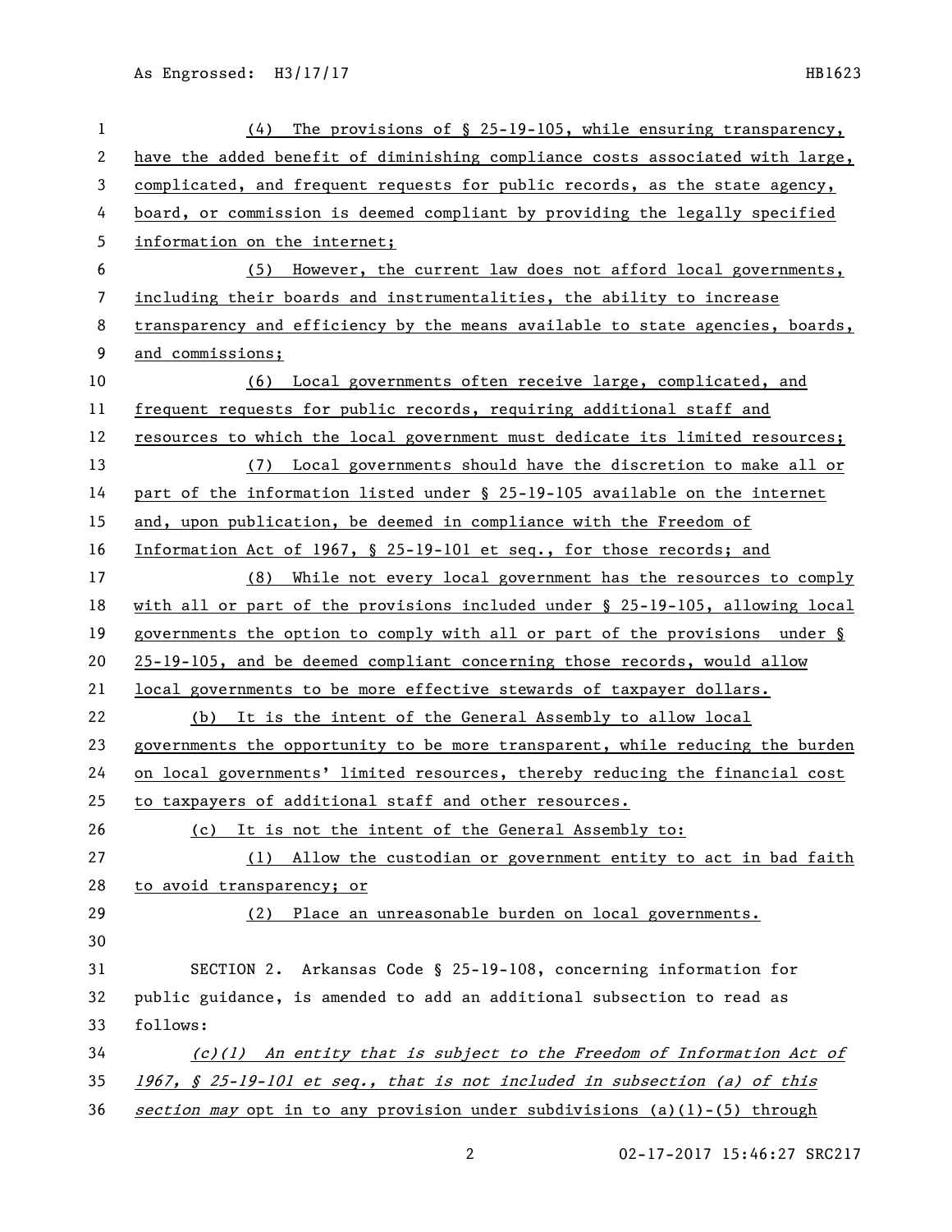(4) The provisions of § 25-19-105, while ensuring transparency, have the added benefit of diminishing compliance costs associated with large, complicated, and frequent requests for public records, as the state agency, board, or commission is deemed compliant by providing the legally specified information on the internet;

(5) However, the current law does not afford local governments, including their boards and instrumentalities, the ability to increase transparency and efficiency by the means available to state agencies, boards, and commissions;

(6) Local governments often receive large, complicated, and frequent requests for public records, requiring additional staff and resources to which the local government must dedicate its limited resources;

(7) Local governments should have the discretion to make all or part of the information listed under § 25-19-105 available on the internet and, upon publication, be deemed in compliance with the Freedom of Information Act of 1967, § 25-19-101 et seq., for those records; and

(8) While not every local government has the resources to comply with all or part of the provisions included under § 25-19-105, allowing local governments the option to comply with all or part of the provisions under § 25-19-105, and be deemed compliant concerning those records, would allow local governments to be more effective stewards of taxpayer dollars.

(b) It is the intent of the General Assembly to allow local governments the opportunity to be more transparent, while reducing the burden on local governments' limited resources, thereby reducing the financial cost to taxpayers of additional staff and other resources.

(c) It is not the intent of the General Assembly to:

(1) Allow the custodian or government entity to act in bad faith to avoid transparency; or

(2) Place an unreasonable burden on local governments.

SECTION 2. Arkansas Code § 25-19-108, concerning information for public guidance, is amended to add an additional subsection to read as follows:

*(c)(1) An entity that is subject to the Freedom of Information Act of 1967, § 25-19-101 et seq., that is not included in subsection (a) of this section may* opt in to any provision under subdivisions (a)(1)-(5) through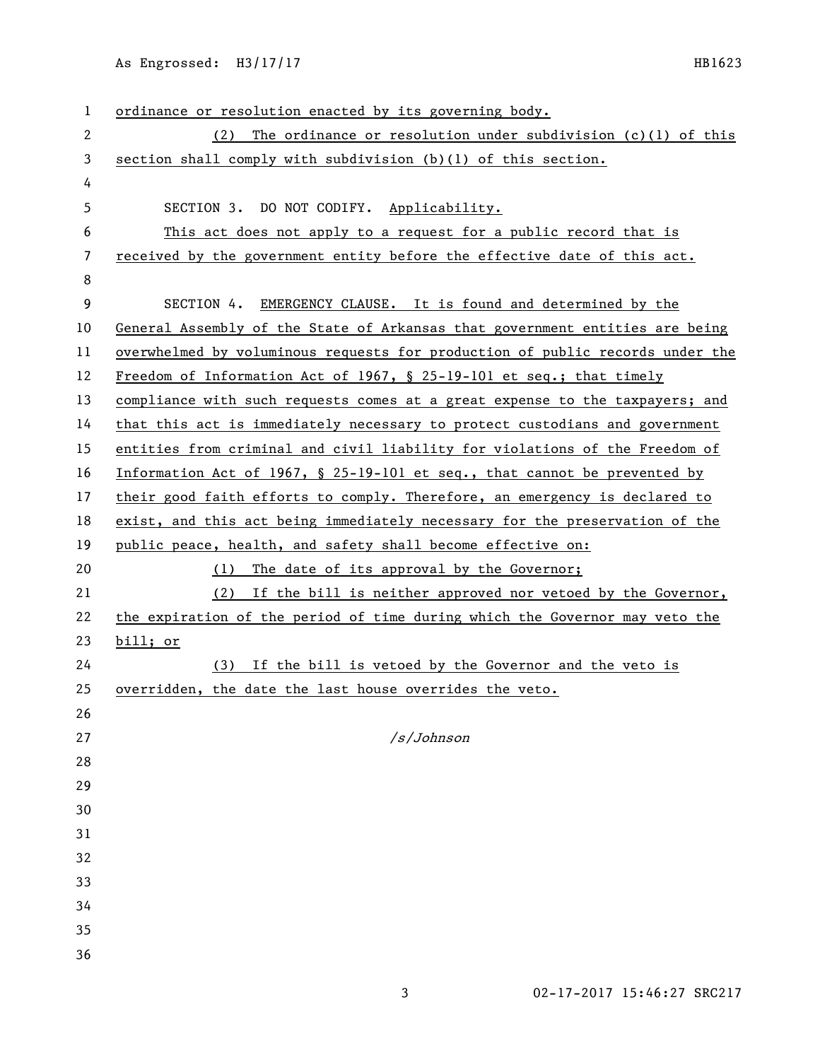ordinance or resolution enacted by its governing body.

(2) The ordinance or resolution under subdivision (c)(1) of this section shall comply with subdivision (b)(1) of this section.

SECTION 3. DO NOT CODIFY. Applicability.

This act does not apply to a request for a public record that is received by the government entity before the effective date of this act.

SECTION 4. EMERGENCY CLAUSE. It is found and determined by the General Assembly of the State of Arkansas that government entities are being overwhelmed by voluminous requests for production of public records under the Freedom of Information Act of 1967, § 25-19-101 et seq.; that timely compliance with such requests comes at a great expense to the taxpayers; and that this act is immediately necessary to protect custodians and government entities from criminal and civil liability for violations of the Freedom of Information Act of 1967, § 25-19-101 et seq., that cannot be prevented by their good faith efforts to comply. Therefore, an emergency is declared to exist, and this act being immediately necessary for the preservation of the public peace, health, and safety shall become effective on:

(1) The date of its approval by the Governor;

(2) If the bill is neither approved nor vetoed by the Governor, the expiration of the period of time during which the Governor may veto the bill; or

(3) If the bill is vetoed by the Governor and the veto is overridden, the date the last house overrides the veto.

*/s/Johnson*